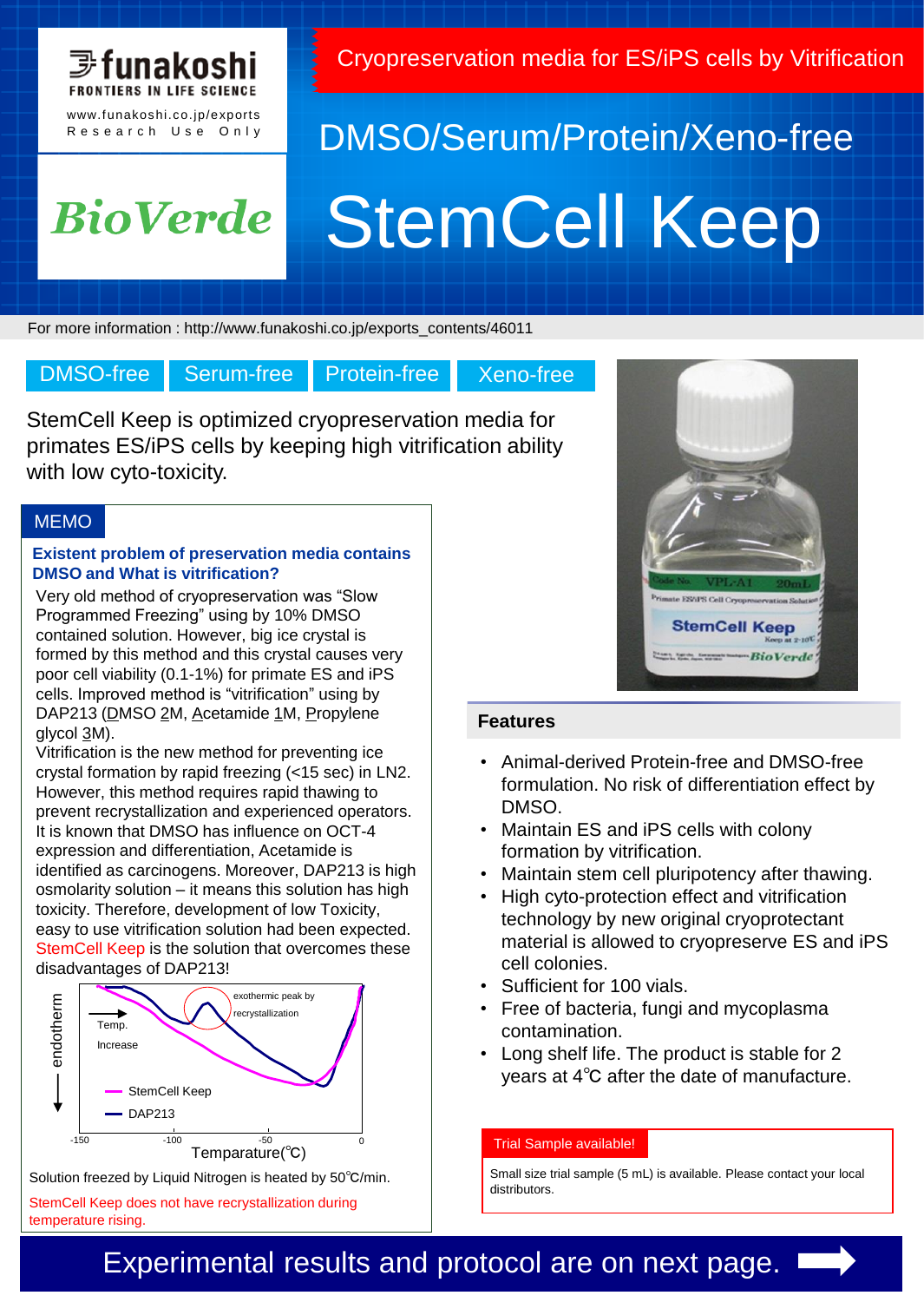funakoshi
FRONTIERS IN LIFE SCIENCE
www.funakoshi.co.jp/exports
Research Use Only

BioVerde

Cryopreservation media for ES/iPS cells by Vitrification

DMSO/Serum/Protein/Xeno-free

# StemCell Keep

For more information : http://www.funakoshi.co.jp/exports_contents/46011

DMSO-free | Serum-free | Protein-free | Xeno-free

StemCell Keep is optimized cryopreservation media for primates ES/iPS cells by keeping high vitrification ability with low cyto-toxicity.

## MEMO

**Existent problem of preservation media contains DMSO and What is vitrification?**

Very old method of cryopreservation was "Slow Programmed Freezing" using by 10% DMSO contained solution. However, big ice crystal is formed by this method and this crystal causes very poor cell viability (0.1-1%) for primate ES and iPS cells. Improved method is "vitrification" using by DAP213 (DMSO 2M, Acetamide 1M, Propylene glycol 3M).
Vitrification is the new method for preventing ice crystal formation by rapid freezing (<15 sec) in LN2. However, this method requires rapid thawing to prevent recrystallization and experienced operators. It is known that DMSO has influence on OCT-4 expression and differentiation, Acetamide is identified as carcinogens. Moreover, DAP213 is high osmolarity solution – it means this solution has high toxicity. Therefore, development of low Toxicity, easy to use vitrification solution had been expected.
StemCell Keep is the solution that overcomes these disadvantages of DAP213!

Solution freezed by Liquid Nitrogen is heated by 50℃/min.

StemCell Keep does not have recrystallization during temperature rising.

## Features

- Animal-derived Protein-free and DMSO-free formulation. No risk of differentiation effect by DMSO.
- Maintain ES and iPS cells with colony formation by vitrification.
- Maintain stem cell pluripotency after thawing.
- High cyto-protection effect and vitrification technology by new original cryoprotectant material is allowed to cryopreserve ES and iPS cell colonies.
- Sufficient for 100 vials.
- Free of bacteria, fungi and mycoplasma contamination.
- Long shelf life. The product is stable for 2 years at 4℃ after the date of manufacture.

**Trial Sample available!**

Small size trial sample (5 mL) is available. Please contact your local distributors.

Experimental results and protocol are on next page.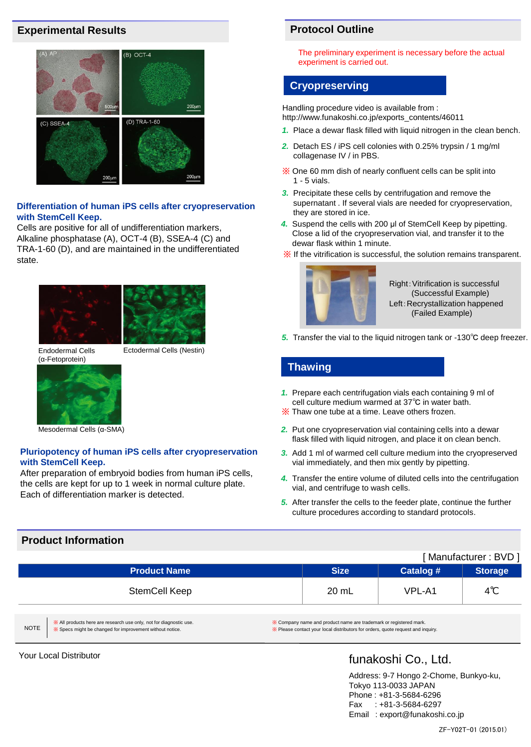## Experimental Results

(A) AP
500µm
(B) OCT-4
200µm
(C) SSEA-4
200µm
(D) TRA-1-60
200µm

**Differentiation of human iPS cells after cryopreservation with StemCell Keep.**

Cells are positive for all of undifferentiation markers, Alkaline phosphatase (A), OCT-4 (B), SSEA-4 (C) and TRA-1-60 (D), and are maintained in the undifferentiated state.

Endodermal Cells (α-Fetoprotein)

Ectodermal Cells (Nestin)

Mesodermal Cells (α-SMA)

**Pluriopotency of human iPS cells after cryopreservation with StemCell Keep.**

After preparation of embryoid bodies from human iPS cells, the cells are kept for up to 1 week in normal culture plate. Each of differentiation marker is detected.

## Protocol Outline

The preliminary experiment is necessary before the actual experiment is carried out.

### Cryopreserving

Handling procedure video is available from :
http://www.funakoshi.co.jp/exports_contents/46011

1. Place a dewar flask filled with liquid nitrogen in the clean bench.
2. Detach ES / iPS cell colonies with 0.25% trypsin / 1 mg/ml collagenase IV / in PBS.

※ One 60 mm dish of nearly confluent cells can be split into 1 - 5 vials.

3. Precipitate these cells by centrifugation and remove the supernatant . If several vials are needed for cryopreservation, they are stored in ice.
4. Suspend the cells with 200 µl of StemCell Keep by pipetting. Close a lid of the cryopreservation vial, and transfer it to the dewar flask within 1 minute.

※ If the vitrification is successful, the solution remains transparent.

Right : Vitrification is successful (Successful Example)
Left : Recrystallization happened (Failed Example)

5. Transfer the vial to the liquid nitrogen tank or -130℃ deep freezer.

### Thawing

1. Prepare each centrifugation vials each containing 9 ml of cell culture medium warmed at 37℃ in water bath.

※ Thaw one tube at a time. Leave others frozen.

2. Put one cryopreservation vial containing cells into a dewar flask filled with liquid nitrogen, and place it on clean bench.
3. Add 1 ml of warmed cell culture medium into the cryopreserved vial immediately, and then mix gently by pipetting.
4. Transfer the entire volume of diluted cells into the centrifugation vial, and centrifuge to wash cells.
5. After transfer the cells to the feeder plate, continue the further culture procedures according to standard protocols.

## Product Information

[ Manufacturer : BVD ]

| Product Name | Size | Catalog # | Storage |
|---|---|---|---|
| StemCell Keep | 20 mL | VPL-A1 | 4℃ |

NOTE
※ All products here are research use only, not for diagnostic use.
※ Specs might be changed for improvement without notice.
※ Company name and product name are trademark or registered mark.
※ Please contact your local distributors for orders, quote request and inquiry.

Your Local Distributor

funakoshi Co., Ltd.

Address: 9-7 Hongo 2-Chome, Bunkyo-ku, Tokyo 113-0033 JAPAN
Phone : +81-3-5684-6296
Fax : +81-3-5684-6297
Email : export@funakoshi.co.jp

ZF-Y02T-01 (2015.01)